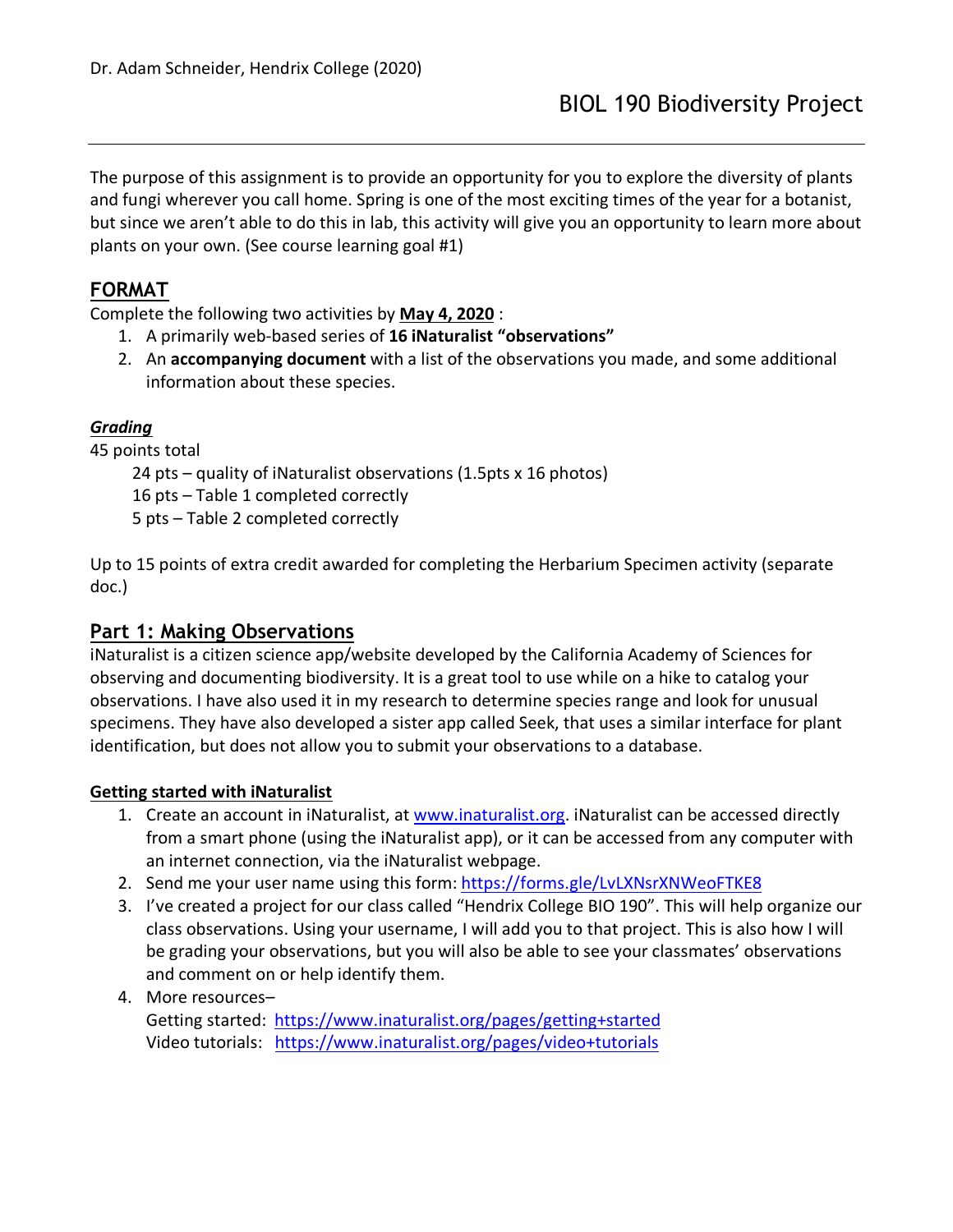Dr. Adam Schneider, Hendrix College (2020)

# BIOL 190 Biodiversity Project

The purpose of this assignment is to provide an opportunity for you to explore the diversity of plants and fungi wherever you call home. Spring is one of the most exciting times of the year for a botanist, but since we aren't able to do this in lab, this activity will give you an opportunity to learn more about plants on your own. (See course learning goal #1)

## FORMAT

Complete the following two activities by **May 4, 2020** :

1. A primarily web-based series of **16 iNaturalist "observations"**
2. An **accompanying document** with a list of the observations you made, and some additional information about these species.

### *Grading*

45 points total

- 24 pts – quality of iNaturalist observations (1.5pts x 16 photos)
- 16 pts – Table 1 completed correctly
- 5 pts – Table 2 completed correctly

Up to 15 points of extra credit awarded for completing the Herbarium Specimen activity (separate doc.)

## Part 1: Making Observations

iNaturalist is a citizen science app/website developed by the California Academy of Sciences for observing and documenting biodiversity. It is a great tool to use while on a hike to catalog your observations. I have also used it in my research to determine species range and look for unusual specimens. They have also developed a sister app called Seek, that uses a similar interface for plant identification, but does not allow you to submit your observations to a database.

### Getting started with iNaturalist

1. Create an account in iNaturalist, at www.inaturalist.org. iNaturalist can be accessed directly from a smart phone (using the iNaturalist app), or it can be accessed from any computer with an internet connection, via the iNaturalist webpage.
2. Send me your user name using this form: https://forms.gle/LvLXNsrXNWeoFTKE8
3. I've created a project for our class called "Hendrix College BIO 190". This will help organize our class observations. Using your username, I will add you to that project. This is also how I will be grading your observations, but you will also be able to see your classmates' observations and comment on or help identify them.
4. More resources–
   Getting started: https://www.inaturalist.org/pages/getting+started
   Video tutorials: https://www.inaturalist.org/pages/video+tutorials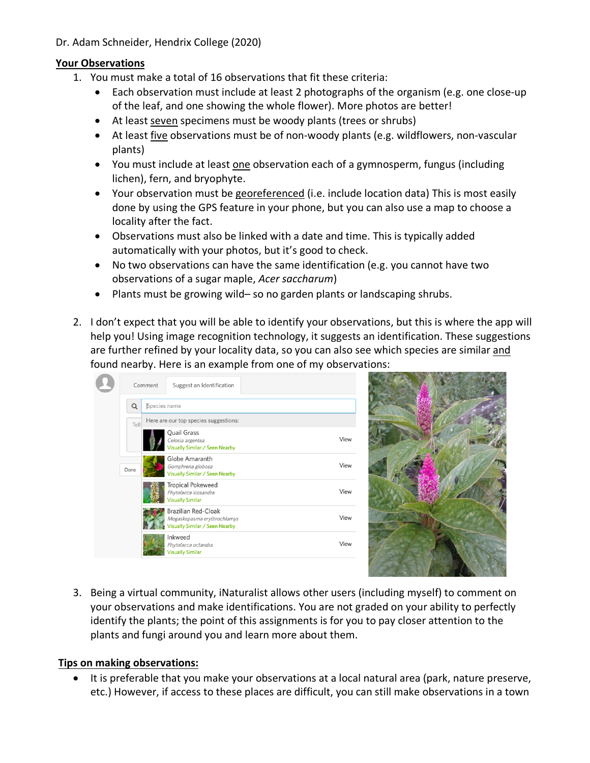Dr. Adam Schneider, Hendrix College (2020)

**Your Observations**

1. You must make a total of 16 observations that fit these criteria:
   - Each observation must include at least 2 photographs of the organism (e.g. one close-up of the leaf, and one showing the whole flower). More photos are better!
   - At least seven specimens must be woody plants (trees or shrubs)
   - At least five observations must be of non-woody plants (e.g. wildflowers, non-vascular plants)
   - You must include at least one observation each of a gymnosperm, fungus (including lichen), fern, and bryophyte.
   - Your observation must be georeferenced (i.e. include location data) This is most easily done by using the GPS feature in your phone, but you can also use a map to choose a locality after the fact.
   - Observations must also be linked with a date and time. This is typically added automatically with your photos, but it's good to check.
   - No two observations can have the same identification (e.g. you cannot have two observations of a sugar maple, *Acer saccharum*)
   - Plants must be growing wild– so no garden plants or landscaping shrubs.

2. I don't expect that you will be able to identify your observations, but this is where the app will help you! Using image recognition technology, it suggests an identification. These suggestions are further refined by your locality data, so you can also see which species are similar and found nearby. Here is an example from one of my observations:

3. Being a virtual community, iNaturalist allows other users (including myself) to comment on your observations and make identifications. You are not graded on your ability to perfectly identify the plants; the point of this assignments is for you to pay closer attention to the plants and fungi around you and learn more about them.

**Tips on making observations:**

- It is preferable that you make your observations at a local natural area (park, nature preserve, etc.) However, if access to these places are difficult, you can still make observations in a town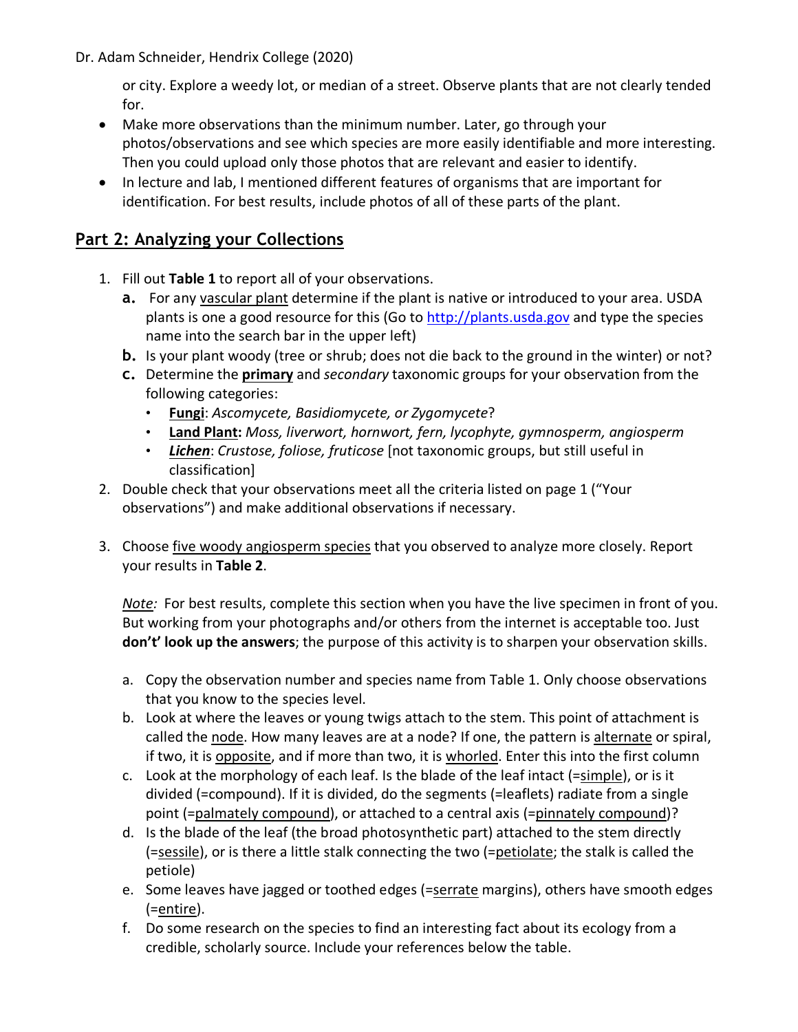or city. Explore a weedy lot, or median of a street. Observe plants that are not clearly tended for.

- Make more observations than the minimum number. Later, go through your photos/observations and see which species are more easily identifiable and more interesting. Then you could upload only those photos that are relevant and easier to identify.
- In lecture and lab, I mentioned different features of organisms that are important for identification. For best results, include photos of all of these parts of the plant.

## Part 2: Analyzing your Collections

1. Fill out **Table 1** to report all of your observations.
   a. For any vascular plant determine if the plant is native or introduced to your area. USDA plants is one a good resource for this (Go to http://plants.usda.gov and type the species name into the search bar in the upper left)
   b. Is your plant woody (tree or shrub; does not die back to the ground in the winter) or not?
   c. Determine the **primary** and *secondary* taxonomic groups for your observation from the following categories:
      - **Fungi**: *Ascomycete, Basidiomycete, or Zygomycete*?
      - **Land Plant:** *Moss, liverwort, hornwort, fern, lycophyte, gymnosperm, angiosperm*
      - ***Lichen***: *Crustose, foliose, fruticose* [not taxonomic groups, but still useful in classification]
2. Double check that your observations meet all the criteria listed on page 1 ("Your observations") and make additional observations if necessary.

3. Choose five woody angiosperm species that you observed to analyze more closely. Report your results in **Table 2**.

   *Note:* For best results, complete this section when you have the live specimen in front of you. But working from your photographs and/or others from the internet is acceptable too. Just **don't' look up the answers**; the purpose of this activity is to sharpen your observation skills.

   a. Copy the observation number and species name from Table 1. Only choose observations that you know to the species level.
   b. Look at where the leaves or young twigs attach to the stem. This point of attachment is called the node. How many leaves are at a node? If one, the pattern is alternate or spiral, if two, it is opposite, and if more than two, it is whorled. Enter this into the first column
   c. Look at the morphology of each leaf. Is the blade of the leaf intact (=simple), or is it divided (=compound). If it is divided, do the segments (=leaflets) radiate from a single point (=palmately compound), or attached to a central axis (=pinnately compound)?
   d. Is the blade of the leaf (the broad photosynthetic part) attached to the stem directly (=sessile), or is there a little stalk connecting the two (=petiolate; the stalk is called the petiole)
   e. Some leaves have jagged or toothed edges (=serrate margins), others have smooth edges (=entire).
   f. Do some research on the species to find an interesting fact about its ecology from a credible, scholarly source. Include your references below the table.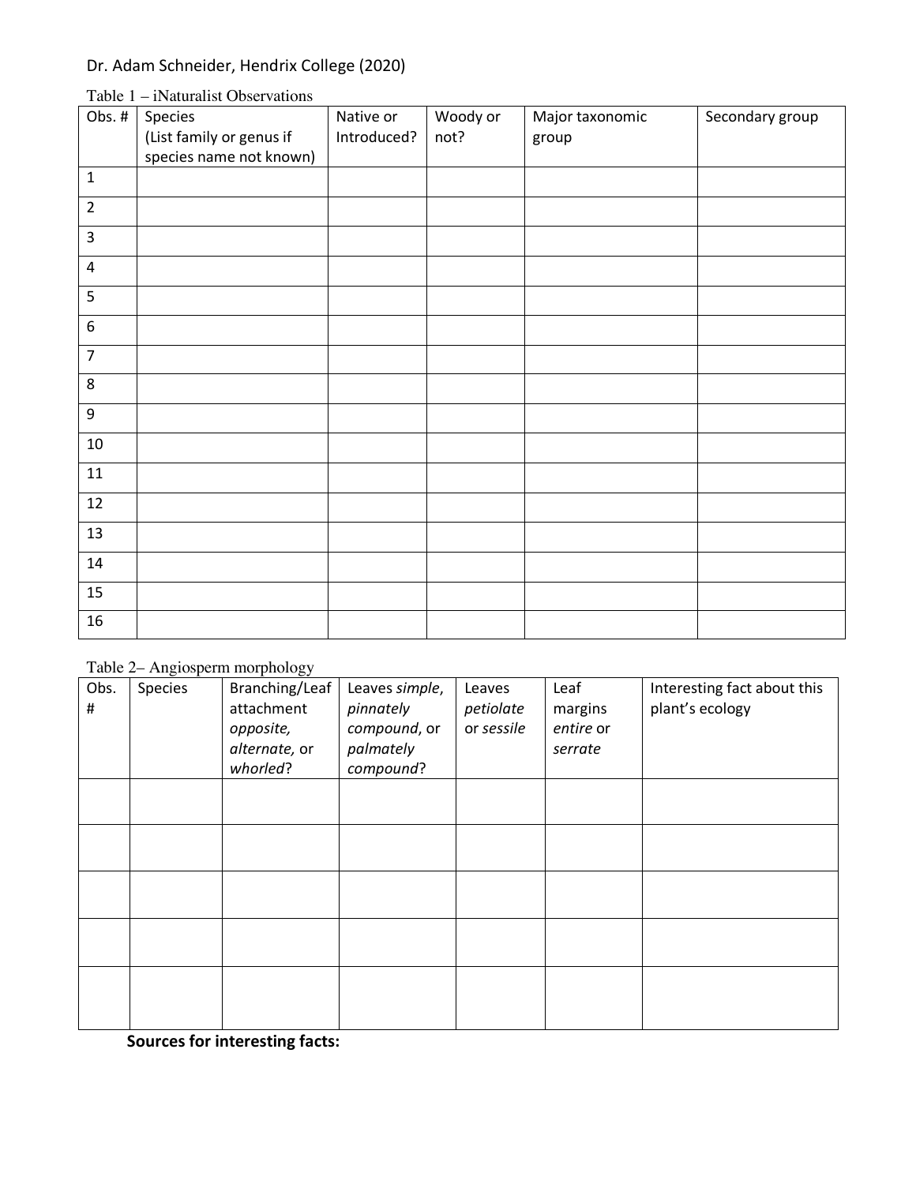Dr. Adam Schneider, Hendrix College (2020)

Table 1 – iNaturalist Observations

| Obs. # | Species (List family or genus if species name not known) | Native or Introduced? | Woody or not? | Major taxonomic group | Secondary group |
|---|---|---|---|---|---|
| 1 | | | | | |
| 2 | | | | | |
| 3 | | | | | |
| 4 | | | | | |
| 5 | | | | | |
| 6 | | | | | |
| 7 | | | | | |
| 8 | | | | | |
| 9 | | | | | |
| 10 | | | | | |
| 11 | | | | | |
| 12 | | | | | |
| 13 | | | | | |
| 14 | | | | | |
| 15 | | | | | |
| 16 | | | | | |

Table 2– Angiosperm morphology

| Obs. # | Species | Branching/Leaf attachment *opposite, alternate,* or *whorled*? | Leaves *simple*, *pinnately compound*, or *palmately compound*? | Leaves *petiolate* or *sessile* | Leaf margins *entire* or *serrate* | Interesting fact about this plant's ecology |
|---|---|---|---|---|---|---|
| | | | | | | |
| | | | | | | |
| | | | | | | |
| | | | | | | |
| | | | | | | |

**Sources for interesting facts:**